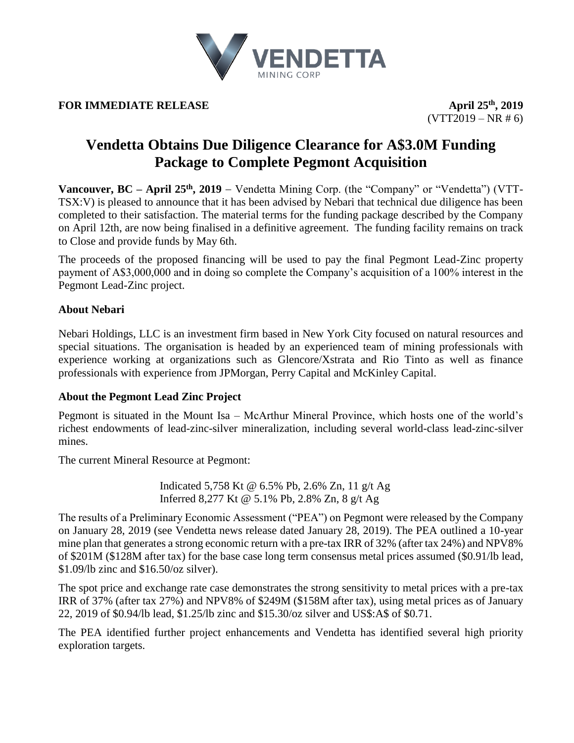**FOR IMMEDIATE RELEASE**

**April 25th, 2019**
(VTT2019 – NR # 6)

# Vendetta Obtains Due Diligence Clearance for A$3.0M Funding Package to Complete Pegmont Acquisition

**Vancouver, BC – April 25th, 2019** – Vendetta Mining Corp. (the "Company" or "Vendetta") (VTT-TSX:V) is pleased to announce that it has been advised by Nebari that technical due diligence has been completed to their satisfaction. The material terms for the funding package described by the Company on April 12th, are now being finalised in a definitive agreement. The funding facility remains on track to Close and provide funds by May 6th.

The proceeds of the proposed financing will be used to pay the final Pegmont Lead-Zinc property payment of A$3,000,000 and in doing so complete the Company's acquisition of a 100% interest in the Pegmont Lead-Zinc project.

### About Nebari

Nebari Holdings, LLC is an investment firm based in New York City focused on natural resources and special situations. The organisation is headed by an experienced team of mining professionals with experience working at organizations such as Glencore/Xstrata and Rio Tinto as well as finance professionals with experience from JPMorgan, Perry Capital and McKinley Capital.

### About the Pegmont Lead Zinc Project

Pegmont is situated in the Mount Isa – McArthur Mineral Province, which hosts one of the world's richest endowments of lead-zinc-silver mineralization, including several world-class lead-zinc-silver mines.

The current Mineral Resource at Pegmont:

Indicated 5,758 Kt @ 6.5% Pb, 2.6% Zn, 11 g/t Ag
Inferred 8,277 Kt @ 5.1% Pb, 2.8% Zn, 8 g/t Ag

The results of a Preliminary Economic Assessment ("PEA") on Pegmont were released by the Company on January 28, 2019 (see Vendetta news release dated January 28, 2019). The PEA outlined a 10-year mine plan that generates a strong economic return with a pre-tax IRR of 32% (after tax 24%) and NPV8% of $201M ($128M after tax) for the base case long term consensus metal prices assumed ($0.91/lb lead, $1.09/lb zinc and $16.50/oz silver).

The spot price and exchange rate case demonstrates the strong sensitivity to metal prices with a pre-tax IRR of 37% (after tax 27%) and NPV8% of $249M ($158M after tax), using metal prices as of January 22, 2019 of $0.94/lb lead, $1.25/lb zinc and $15.30/oz silver and US$:A$ of $0.71.

The PEA identified further project enhancements and Vendetta has identified several high priority exploration targets.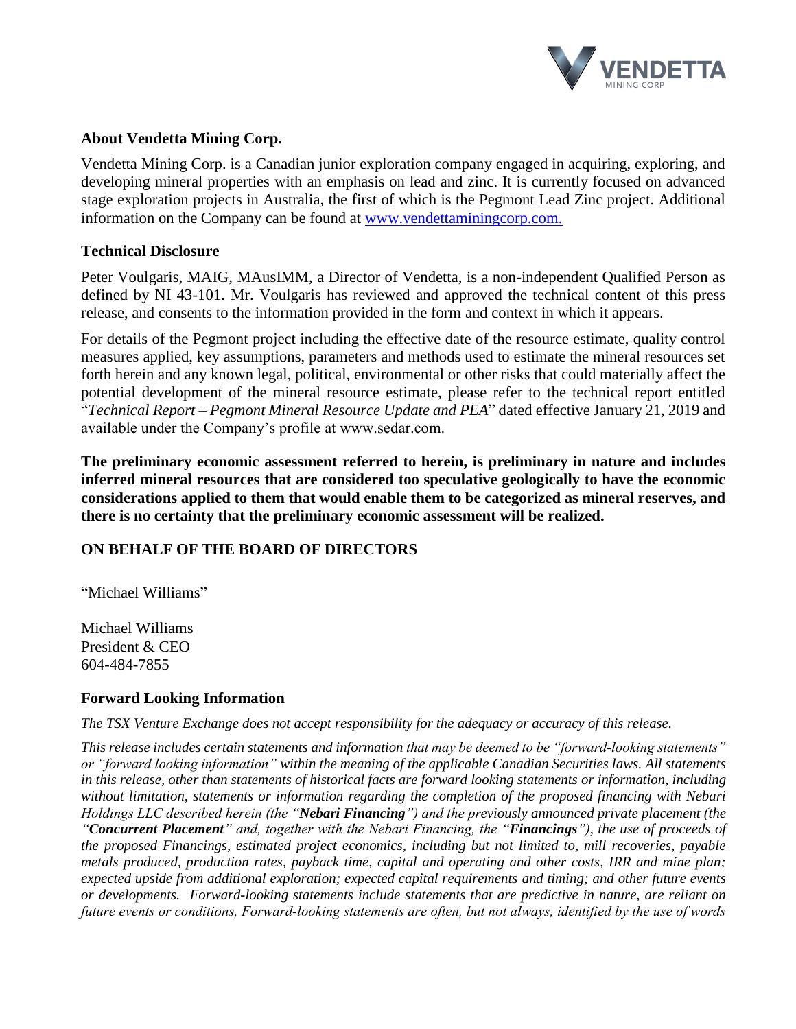## About Vendetta Mining Corp.

Vendetta Mining Corp. is a Canadian junior exploration company engaged in acquiring, exploring, and developing mineral properties with an emphasis on lead and zinc. It is currently focused on advanced stage exploration projects in Australia, the first of which is the Pegmont Lead Zinc project. Additional information on the Company can be found at [www.vendettaminingcorp.com.](http://www.vendettaminingcorp.com)

## Technical Disclosure

Peter Voulgaris, MAIG, MAusIMM, a Director of Vendetta, is a non-independent Qualified Person as defined by NI 43-101. Mr. Voulgaris has reviewed and approved the technical content of this press release, and consents to the information provided in the form and context in which it appears.

For details of the Pegmont project including the effective date of the resource estimate, quality control measures applied, key assumptions, parameters and methods used to estimate the mineral resources set forth herein and any known legal, political, environmental or other risks that could materially affect the potential development of the mineral resource estimate, please refer to the technical report entitled "*Technical Report – Pegmont Mineral Resource Update and PEA*" dated effective January 21, 2019 and available under the Company's profile at www.sedar.com.

**The preliminary economic assessment referred to herein, is preliminary in nature and includes inferred mineral resources that are considered too speculative geologically to have the economic considerations applied to them that would enable them to be categorized as mineral reserves, and there is no certainty that the preliminary economic assessment will be realized.**

## ON BEHALF OF THE BOARD OF DIRECTORS

"Michael Williams"

Michael Williams
President & CEO
604-484-7855

## Forward Looking Information

*The TSX Venture Exchange does not accept responsibility for the adequacy or accuracy of this release.*

*This release includes certain statements and information that may be deemed to be "forward-looking statements" or "forward looking information" within the meaning of the applicable Canadian Securities laws. All statements in this release, other than statements of historical facts are forward looking statements or information, including without limitation, statements or information regarding the completion of the proposed financing with Nebari Holdings LLC described herein (the "**Nebari Financing**") and the previously announced private placement (the "**Concurrent Placement**" and, together with the Nebari Financing, the "**Financings**"), the use of proceeds of the proposed Financings, estimated project economics, including but not limited to, mill recoveries, payable metals produced, production rates, payback time, capital and operating and other costs, IRR and mine plan; expected upside from additional exploration; expected capital requirements and timing; and other future events or developments. Forward-looking statements include statements that are predictive in nature, are reliant on future events or conditions, Forward-looking statements are often, but not always, identified by the use of words*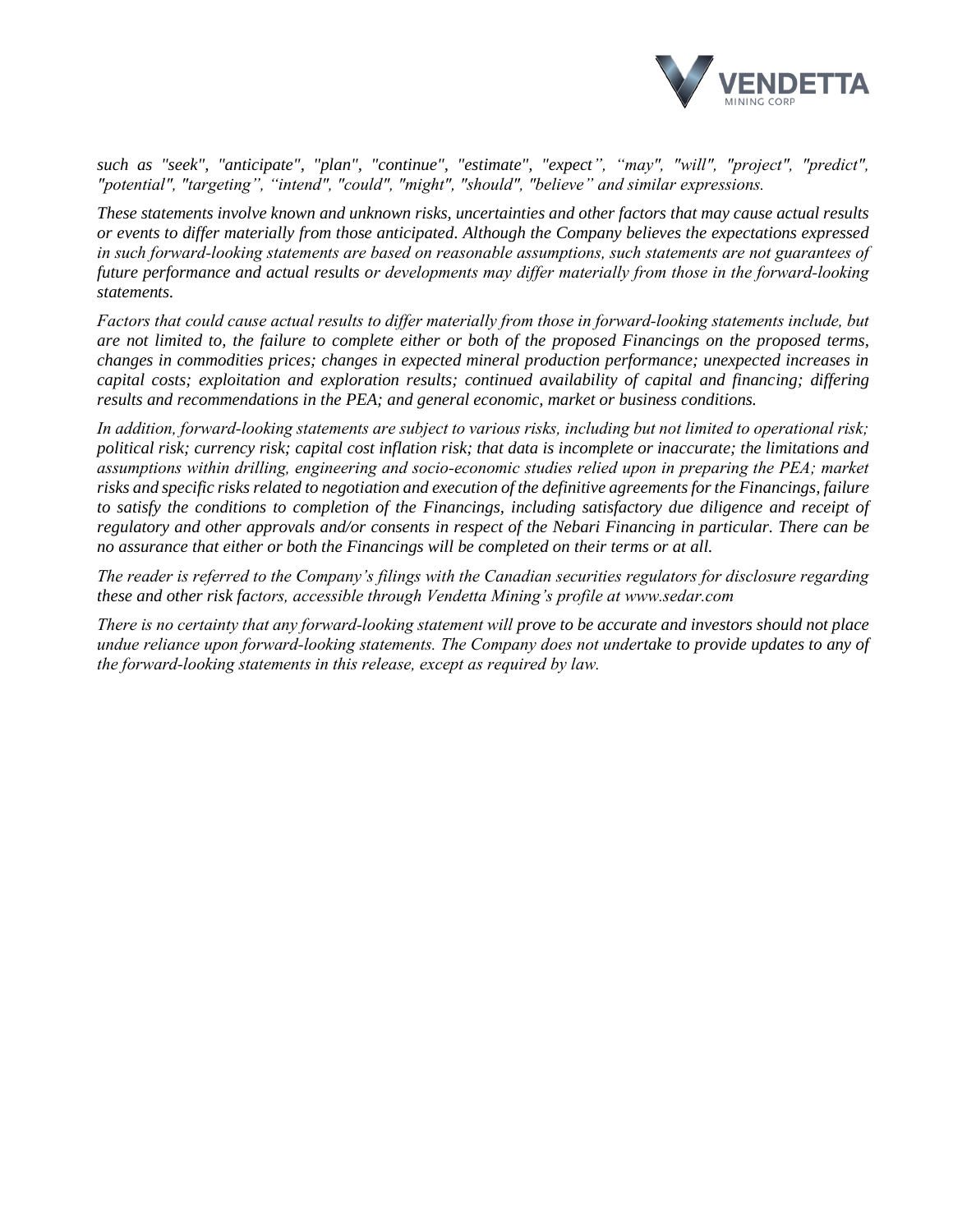*such as "seek", "anticipate", "plan", "continue", "estimate", "expect", "may", "will", "project", "predict", "potential", "targeting", "intend", "could", "might", "should", "believe" and similar expressions.*

*These statements involve known and unknown risks, uncertainties and other factors that may cause actual results or events to differ materially from those anticipated. Although the Company believes the expectations expressed in such forward-looking statements are based on reasonable assumptions, such statements are not guarantees of future performance and actual results or developments may differ materially from those in the forward-looking statements.*

*Factors that could cause actual results to differ materially from those in forward-looking statements include, but are not limited to, the failure to complete either or both of the proposed Financings on the proposed terms, changes in commodities prices; changes in expected mineral production performance; unexpected increases in capital costs; exploitation and exploration results; continued availability of capital and financing; differing results and recommendations in the PEA; and general economic, market or business conditions.*

*In addition, forward-looking statements are subject to various risks, including but not limited to operational risk; political risk; currency risk; capital cost inflation risk; that data is incomplete or inaccurate; the limitations and assumptions within drilling, engineering and socio-economic studies relied upon in preparing the PEA; market risks and specific risks related to negotiation and execution of the definitive agreements for the Financings, failure to satisfy the conditions to completion of the Financings, including satisfactory due diligence and receipt of regulatory and other approvals and/or consents in respect of the Nebari Financing in particular. There can be no assurance that either or both the Financings will be completed on their terms or at all.*

*The reader is referred to the Company's filings with the Canadian securities regulators for disclosure regarding these and other risk factors, accessible through Vendetta Mining's profile at www.sedar.com*

*There is no certainty that any forward-looking statement will prove to be accurate and investors should not place undue reliance upon forward-looking statements. The Company does not undertake to provide updates to any of the forward-looking statements in this release, except as required by law.*